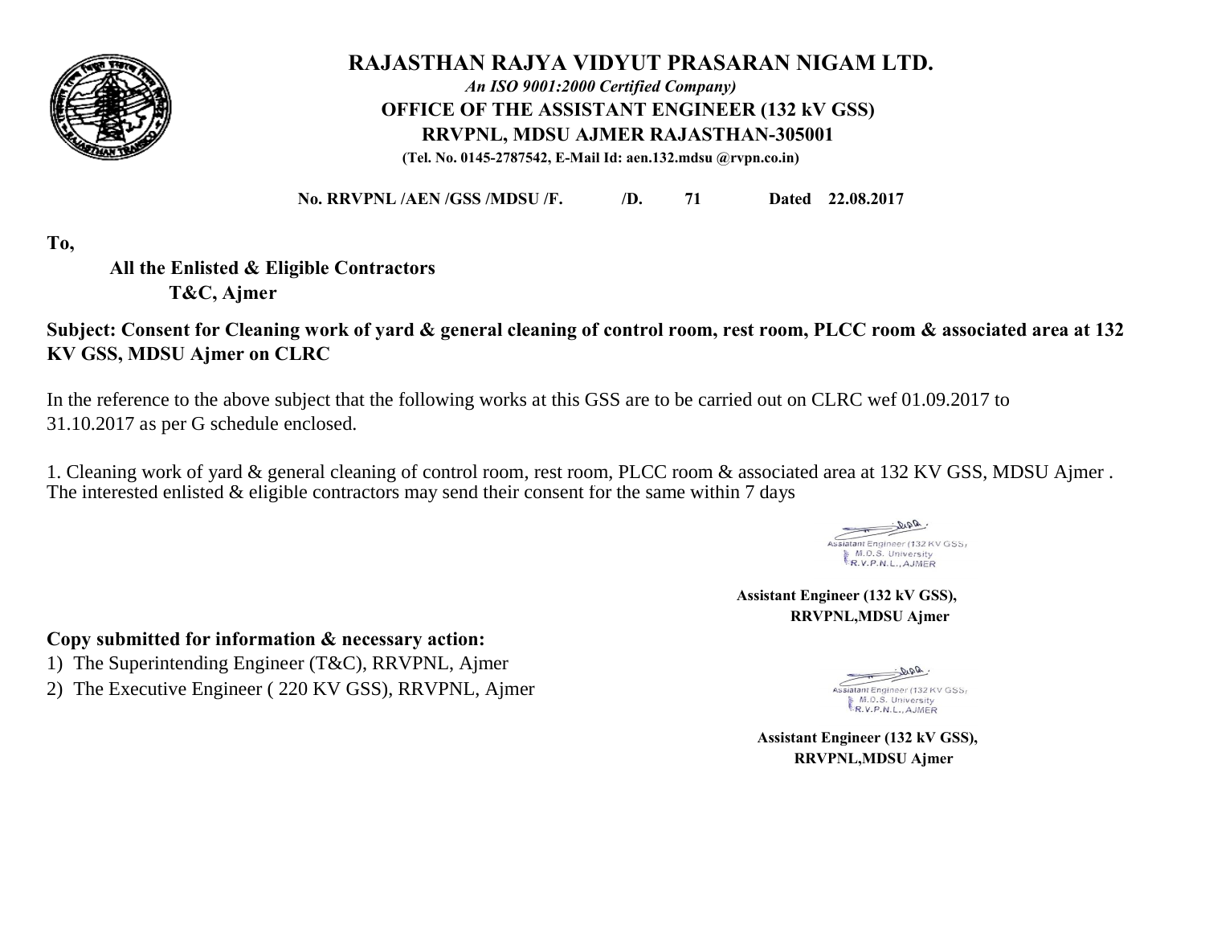# RAJASTHAN RAJYA VIDYUT PRASARAN NIGAM LTD.

*An ISO 9001:2000 Certified Company)*

**OFFICE OF THE ASSISTANT ENGINEER (132 kV GSS)**

**RRVPNL, MDSU AJMER RAJASTHAN-305001**

**(Tel. No. 0145-2787542, E-Mail Id: aen.132.mdsu @rvpn.co.in)**

**No. RRVPNL /AEN /GSS /MDSU /F. /D. 71 Dated 22.08.2017**

**To,**

**All the Enlisted & Eligible Contractors**
**T&C, Ajmer**

**Subject: Consent for Cleaning work of yard & general cleaning of control room, rest room, PLCC room & associated area at 132 KV GSS, MDSU Ajmer on CLRC**

In the reference to the above subject that the following works at this GSS are to be carried out on CLRC wef 01.09.2017 to 31.10.2017 as per G schedule enclosed.

1. Cleaning work of yard & general cleaning of control room, rest room, PLCC room & associated area at 132 KV GSS, MDSU Ajmer . The interested enlisted & eligible contractors may send their consent for the same within 7 days

Assistant Engineer (132 KV GSS)
M.D.S. University
R.V.P.N.L., AJMER

**Assistant Engineer (132 kV GSS),**
**RRVPNL,MDSU Ajmer**

**Copy submitted for information & necessary action:**

1) The Superintending Engineer (T&C), RRVPNL, Ajmer
2) The Executive Engineer ( 220 KV GSS), RRVPNL, Ajmer

Assistant Engineer (132 KV GSS)
M.D.S. University
R.V.P.N.L., AJMER

**Assistant Engineer (132 kV GSS),**
**RRVPNL,MDSU Ajmer**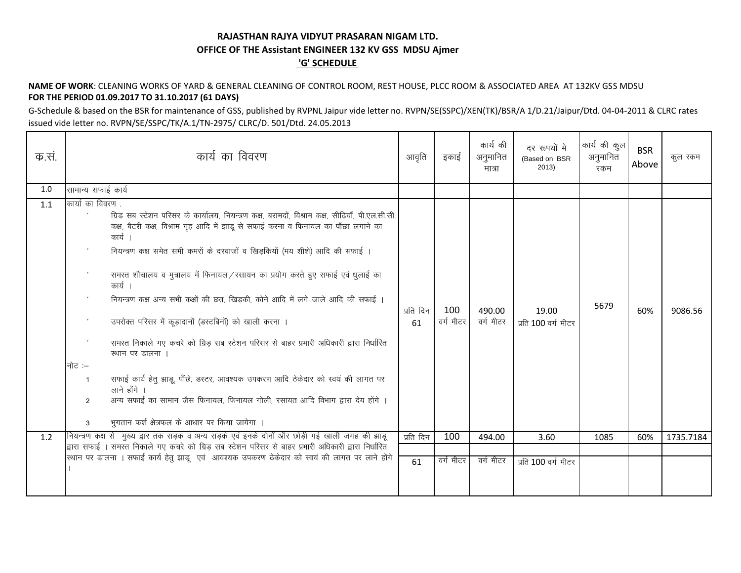**RAJASTHAN RAJYA VIDYUT PRASARAN NIGAM LTD.**

**OFFICE OF THE Assistant ENGINEER 132 KV GSS MDSU Ajmer**

**'G' SCHEDULE**

**NAME OF WORK**: CLEANING WORKS OF YARD & GENERAL CLEANING OF CONTROL ROOM, REST HOUSE, PLCC ROOM & ASSOCIATED AREA AT 132KV GSS MDSU **FOR THE PERIOD 01.09.2017 TO 31.10.2017 (61 DAYS)**

G-Schedule & based on the BSR for maintenance of GSS, published by RVPNL Jaipur vide letter no. RVPN/SE(SSPC)/XEN(TK)/BSR/A 1/D.21/Jaipur/Dtd. 04-04-2011 & CLRC rates issued vide letter no. RVPN/SE/SSPC/TK/A.1/TN-2975/ CLRC/D. 501/Dtd. 24.05.2013

| क्र.सं. | कार्य का विवरण | आवृति | इकाई | कार्य की अनुमानित मात्रा | दर रूपयों मे (Based on BSR 2013) | कार्य की कुल अनुमानित रकम | BSR Above | कुल रकम |
|---|---|---|---|---|---|---|---|---|
| 1.0 | सामान्य सफाई कार्य | | | | | | | |
| 1.1 | कार्या का विवरण .<br>' ग्रिड सब स्टेशन परिसर के कार्यालय, नियन्त्रण कक्ष, बरामदों, विश्राम कक्ष, सीढ़ियाँ, पी.एल.सी.सी. कक्ष, बैटरी कक्ष, विश्राम गृह आदि में झाडू से सफाई करना व फिनायल का पौंछा लगाने का कार्य ।<br>' नियन्त्रण कक्ष समेत सभी कमरों के दरवाजों व खिड़कियों (मय शीशे) आदि की सफाई ।<br>' समस्त शौचालय व मुत्रालय में फिनायल/रसायन का प्रयोग करते हुए सफाई एवं धुलाई का कार्य ।<br>' नियन्त्रण कक्ष अन्य सभी कक्षों की छत, खिड़की, कोने आदि में लगे जाले आदि की सफाई ।<br>' उपरोक्त परिसर में कूड़ादानों (डस्टबिनों) को खाली करना ।<br>' समस्त निकाले गए कचरे को ग्रिड़ सब स्टेशन परिसर से बाहर प्रभारी अधिकारी द्वारा निर्धारित स्थान पर डालना ।<br>नोट :-<br>1 सफाई कार्य हेतु झाडू, पौंछे, डस्टर, आवश्यक उपकरण आदि ठेकेदार को स्वयं की लागत पर लाने होंगे ।<br>2 अन्य सफाई का सामान जैस फिनायल, फिनायल गोली, रसायत आदि विभाग द्वारा देय होंगे ।<br>3 भुगतान फर्श क्षेत्रफल के आधार पर किया जायेगा । | प्रति दिन 61 | 100 वर्ग मीटर | 490.00 वर्ग मीटर | 19.00 प्रति 100 वर्ग मीटर | 5679 | 60% | 9086.56 |
| 1.2 | नियन्त्रण कक्ष से मुख्य द्वार तक सड़क व अन्य सड़के एवं इनके दोनों ओर छोड़ी गई खाली जगह की झाडू द्वारा सफाई । समस्त निकाले गए कचरे को ग्रिड़ सब स्टेशन परिसर से बाहर प्रभारी अधिकारी द्वारा निर्धारित स्थान पर डालना । सफाई कार्य हेतु झाडू एवं आवश्यक उपकरण ठेकेदार को स्वयं की लागत पर लाने होंगे । | प्रति दिन 61 | 100 वर्ग मीटर | 494.00 वर्ग मीटर | 3.60 प्रति 100 वर्ग मीटर | 1085 | 60% | 1735.7184 |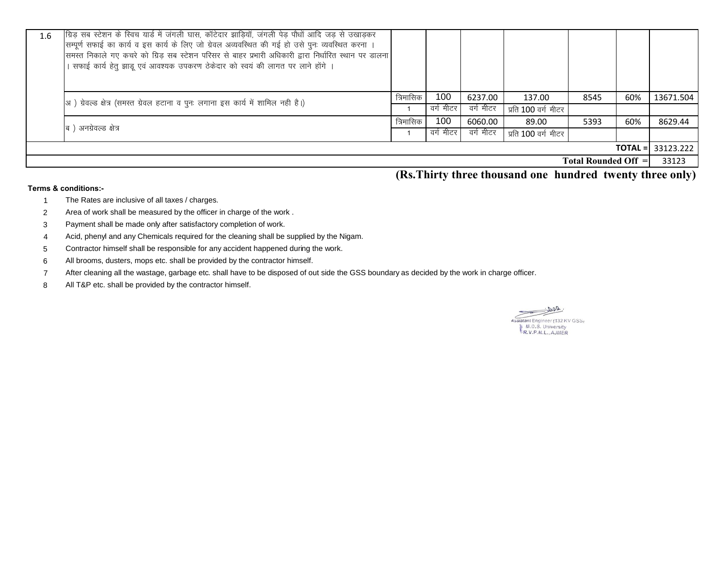| | | | | | | | | |
|---|---|---|---|---|---|---|---|---|
| 1.6 | ग्रिड़ सब स्टेशन के स्विच यार्ड में जंगली घास, कॉटेदार झाड़ियॉ, जंगली पेड़ पौधों आदि जड़ से उखाड़कर सम्पूर्ण सफाई का कार्य व इस कार्य के लिए जो ग्रेवल अव्यवस्थित की गई हो उसे पुनः व्यवस्थित करना । समस्त निकाले गए कचरे को ग्रिड़ सब स्टेशन परिसर से बाहर प्रभारी अधिकारी द्वारा निर्धारित स्थान पर डालना । सफाई कार्य हेतु झाडू एवं आवश्यक उपकरण ठेकेदार को स्वयं की लागत पर लाने होंगे । | | | | | | | |
| | अ ) ग्रेवल्ड क्षेत्र (समस्त ग्रेवल हटाना व पुनः लगाना इस कार्य में शामिल नही है।) | त्रिमासिक | 100 | 6237.00 | 137.00 | 8545 | 60% | 13671.504 |
| | | 1 | वर्ग मीटर | वर्ग मीटर | प्रति 100 वर्ग मीटर | | | |
| | ब ) अनग्रेवल्ड क्षेत्र | त्रिमासिक | 100 | 6060.00 | 89.00 | 5393 | 60% | 8629.44 |
| | | 1 | वर्ग मीटर | वर्ग मीटर | प्रति 100 वर्ग मीटर | | | |
| | | | | | | | **TOTAL =** | 33123.222 |
| | | | | | | | **Total Rounded Off =** | 33123 |

**(Rs.Thirty three thousand one hundred twenty three only)**

**Terms & conditions:-**

1. The Rates are inclusive of all taxes / charges.
2. Area of work shall be measured by the officer in charge of the work .
3. Payment shall be made only after satisfactory completion of work.
4. Acid, phenyl and any Chemicals required for the cleaning shall be supplied by the Nigam.
5. Contractor himself shall be responsible for any accident happened during the work.
6. All brooms, dusters, mops etc. shall be provided by the contractor himself.
7. After cleaning all the wastage, garbage etc. shall have to be disposed of out side the GSS boundary as decided by the work in charge officer.
8. All T&P etc. shall be provided by the contractor himself.

Assistant Engineer (132 KV GSS)
M.D.S. University
R.V.P.N.L., AJMER